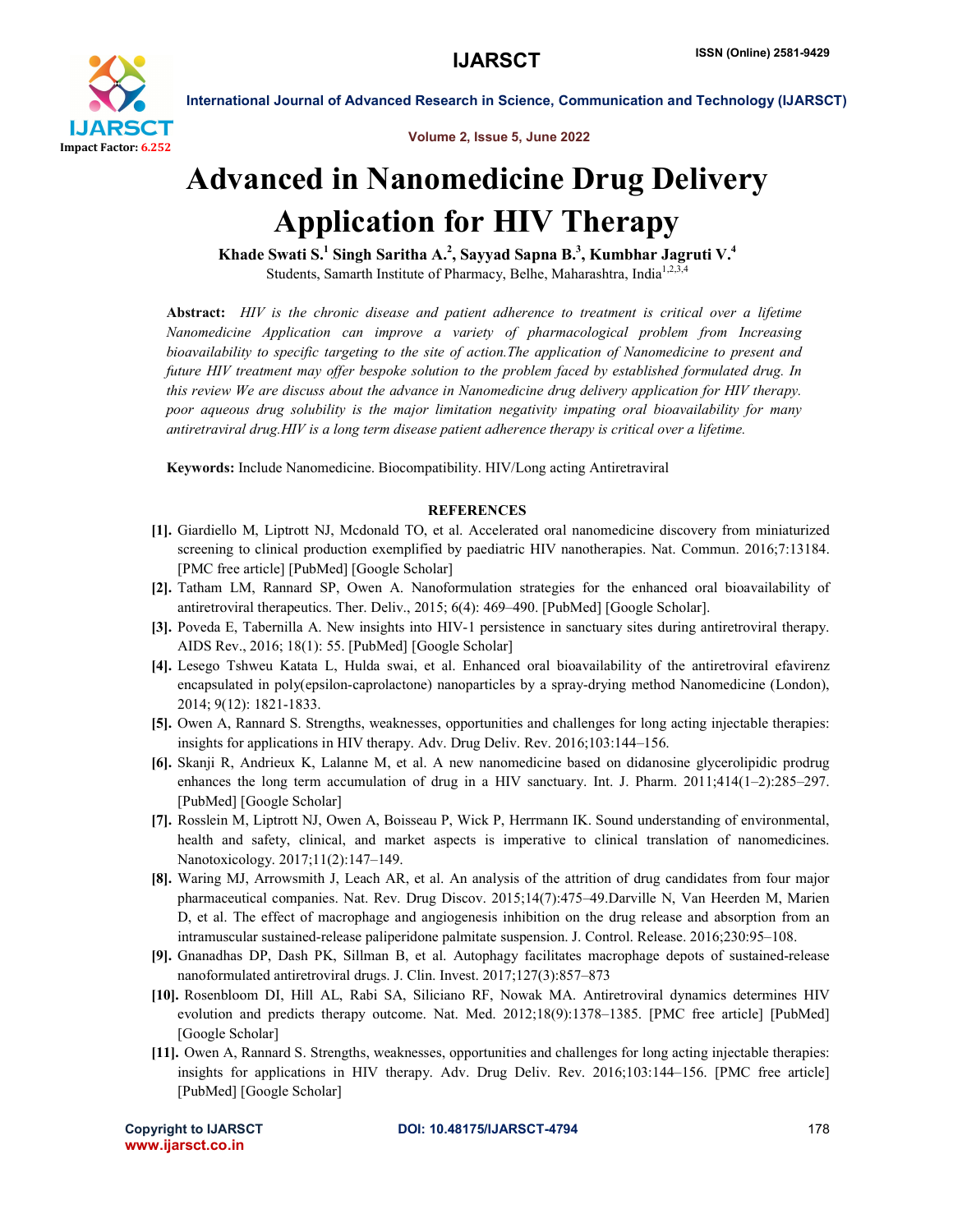# Advanced in Nanomedicine Drug Delivery Application for HIV Therapy

**Khade Swati S.[1] Singh Saritha A.[2], Sayyad Sapna B.[3], Kumbhar Jagruti V.[4]**

Students, Samarth Institute of Pharmacy, Belhe, Maharashtra, India[1,2,3,4]

**Abstract:** *HIV is the chronic disease and patient adherence to treatment is critical over a lifetime Nanomedicine Application can improve a variety of pharmacological problem from Increasing bioavailability to specific targeting to the site of action.The application of Nanomedicine to present and future HIV treatment may offer bespoke solution to the problem faced by established formulated drug. In this review We are discuss about the advance in Nanomedicine drug delivery application for HIV therapy. poor aqueous drug solubility is the major limitation negativity impating oral bioavailability for many antiretraviral drug.HIV is a long term disease patient adherence therapy is critical over a lifetime.*

**Keywords:** Include Nanomedicine. Biocompatibility. HIV/Long acting Antiretraviral

## REFERENCES

- **[1].** Giardiello M, Liptrott NJ, Mcdonald TO, et al. Accelerated oral nanomedicine discovery from miniaturized screening to clinical production exemplified by paediatric HIV nanotherapies. Nat. Commun. 2016;7:13184. [PMC free article] [PubMed] [Google Scholar]
- **[2].** Tatham LM, Rannard SP, Owen A. Nanoformulation strategies for the enhanced oral bioavailability of antiretroviral therapeutics. Ther. Deliv., 2015; 6(4): 469–490. [PubMed] [Google Scholar].
- **[3].** Poveda E, Tabernilla A. New insights into HIV-1 persistence in sanctuary sites during antiretroviral therapy. AIDS Rev., 2016; 18(1): 55. [PubMed] [Google Scholar]
- **[4].** Lesego Tshweu Katata L, Hulda swai, et al. Enhanced oral bioavailability of the antiretroviral efavirenz encapsulated in poly(epsilon-caprolactone) nanoparticles by a spray-drying method Nanomedicine (London), 2014; 9(12): 1821-1833.
- **[5].** Owen A, Rannard S. Strengths, weaknesses, opportunities and challenges for long acting injectable therapies: insights for applications in HIV therapy. Adv. Drug Deliv. Rev. 2016;103:144–156.
- **[6].** Skanji R, Andrieux K, Lalanne M, et al. A new nanomedicine based on didanosine glycerolipidic prodrug enhances the long term accumulation of drug in a HIV sanctuary. Int. J. Pharm. 2011;414(1–2):285–297. [PubMed] [Google Scholar]
- **[7].** Rosslein M, Liptrott NJ, Owen A, Boisseau P, Wick P, Herrmann IK. Sound understanding of environmental, health and safety, clinical, and market aspects is imperative to clinical translation of nanomedicines. Nanotoxicology. 2017;11(2):147–149.
- **[8].** Waring MJ, Arrowsmith J, Leach AR, et al. An analysis of the attrition of drug candidates from four major pharmaceutical companies. Nat. Rev. Drug Discov. 2015;14(7):475–49.Darville N, Van Heerden M, Marien D, et al. The effect of macrophage and angiogenesis inhibition on the drug release and absorption from an intramuscular sustained-release paliperidone palmitate suspension. J. Control. Release. 2016;230:95–108.
- **[9].** Gnanadhas DP, Dash PK, Sillman B, et al. Autophagy facilitates macrophage depots of sustained-release nanoformulated antiretroviral drugs. J. Clin. Invest. 2017;127(3):857–873
- **[10].** Rosenbloom DI, Hill AL, Rabi SA, Siliciano RF, Nowak MA. Antiretroviral dynamics determines HIV evolution and predicts therapy outcome. Nat. Med. 2012;18(9):1378–1385. [PMC free article] [PubMed] [Google Scholar]
- **[11].** Owen A, Rannard S. Strengths, weaknesses, opportunities and challenges for long acting injectable therapies: insights for applications in HIV therapy. Adv. Drug Deliv. Rev. 2016;103:144–156. [PMC free article] [PubMed] [Google Scholar]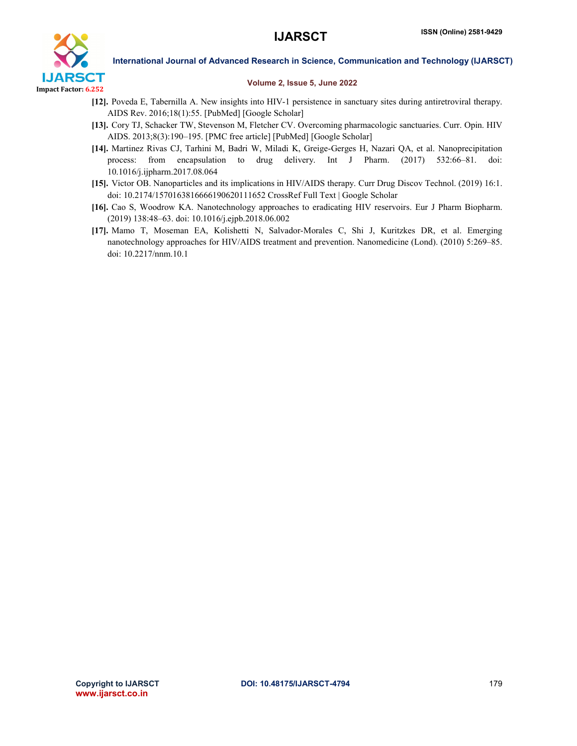**[12].** Poveda E, Tabernilla A. New insights into HIV-1 persistence in sanctuary sites during antiretroviral therapy. AIDS Rev. 2016;18(1):55. [PubMed] [Google Scholar]

**[13].** Cory TJ, Schacker TW, Stevenson M, Fletcher CV. Overcoming pharmacologic sanctuaries. Curr. Opin. HIV AIDS. 2013;8(3):190–195. [PMC free article] [PubMed] [Google Scholar]

**[14].** Martinez Rivas CJ, Tarhini M, Badri W, Miladi K, Greige-Gerges H, Nazari QA, et al. Nanoprecipitation process: from encapsulation to drug delivery. Int J Pharm. (2017) 532:66–81. doi: 10.1016/j.ijpharm.2017.08.064

**[15].** Victor OB. Nanoparticles and its implications in HIV/AIDS therapy. Curr Drug Discov Technol. (2019) 16:1. doi: 10.2174/1570163816666190620111652 CrossRef Full Text | Google Scholar

**[16].** Cao S, Woodrow KA. Nanotechnology approaches to eradicating HIV reservoirs. Eur J Pharm Biopharm. (2019) 138:48–63. doi: 10.1016/j.ejpb.2018.06.002

**[17].** Mamo T, Moseman EA, Kolishetti N, Salvador-Morales C, Shi J, Kuritzkes DR, et al. Emerging nanotechnology approaches for HIV/AIDS treatment and prevention. Nanomedicine (Lond). (2010) 5:269–85. doi: 10.2217/nnm.10.1